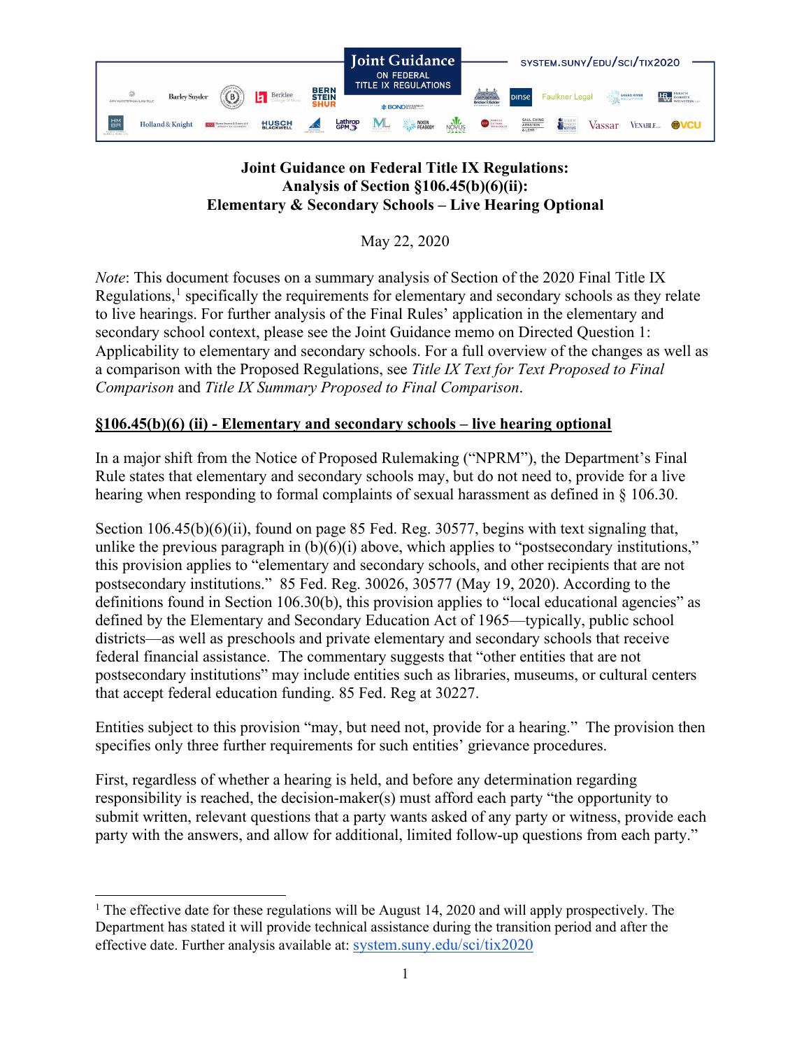# Joint Guidance on Federal Title IX Regulations: Analysis of Section §106.45(b)(6)(ii): Elementary & Secondary Schools – Live Hearing Optional

May 22, 2020

*Note*: This document focuses on a summary analysis of Section of the 2020 Final Title IX Regulations,[1] specifically the requirements for elementary and secondary schools as they relate to live hearings. For further analysis of the Final Rules' application in the elementary and secondary school context, please see the Joint Guidance memo on Directed Question 1: Applicability to elementary and secondary schools. For a full overview of the changes as well as a comparison with the Proposed Regulations, see *Title IX Text for Text Proposed to Final Comparison* and *Title IX Summary Proposed to Final Comparison*.

## §106.45(b)(6) (ii) - Elementary and secondary schools – live hearing optional

In a major shift from the Notice of Proposed Rulemaking ("NPRM"), the Department's Final Rule states that elementary and secondary schools may, but do not need to, provide for a live hearing when responding to formal complaints of sexual harassment as defined in § 106.30.

Section 106.45(b)(6)(ii), found on page 85 Fed. Reg. 30577, begins with text signaling that, unlike the previous paragraph in (b)(6)(i) above, which applies to "postsecondary institutions," this provision applies to "elementary and secondary schools, and other recipients that are not postsecondary institutions." 85 Fed. Reg. 30026, 30577 (May 19, 2020). According to the definitions found in Section 106.30(b), this provision applies to "local educational agencies" as defined by the Elementary and Secondary Education Act of 1965—typically, public school districts—as well as preschools and private elementary and secondary schools that receive federal financial assistance. The commentary suggests that "other entities that are not postsecondary institutions" may include entities such as libraries, museums, or cultural centers that accept federal education funding. 85 Fed. Reg at 30227.

Entities subject to this provision "may, but need not, provide for a hearing." The provision then specifies only three further requirements for such entities' grievance procedures.

First, regardless of whether a hearing is held, and before any determination regarding responsibility is reached, the decision-maker(s) must afford each party "the opportunity to submit written, relevant questions that a party wants asked of any party or witness, provide each party with the answers, and allow for additional, limited follow-up questions from each party."

[1] The effective date for these regulations will be August 14, 2020 and will apply prospectively. The Department has stated it will provide technical assistance during the transition period and after the effective date. Further analysis available at: system.suny.edu/sci/tix2020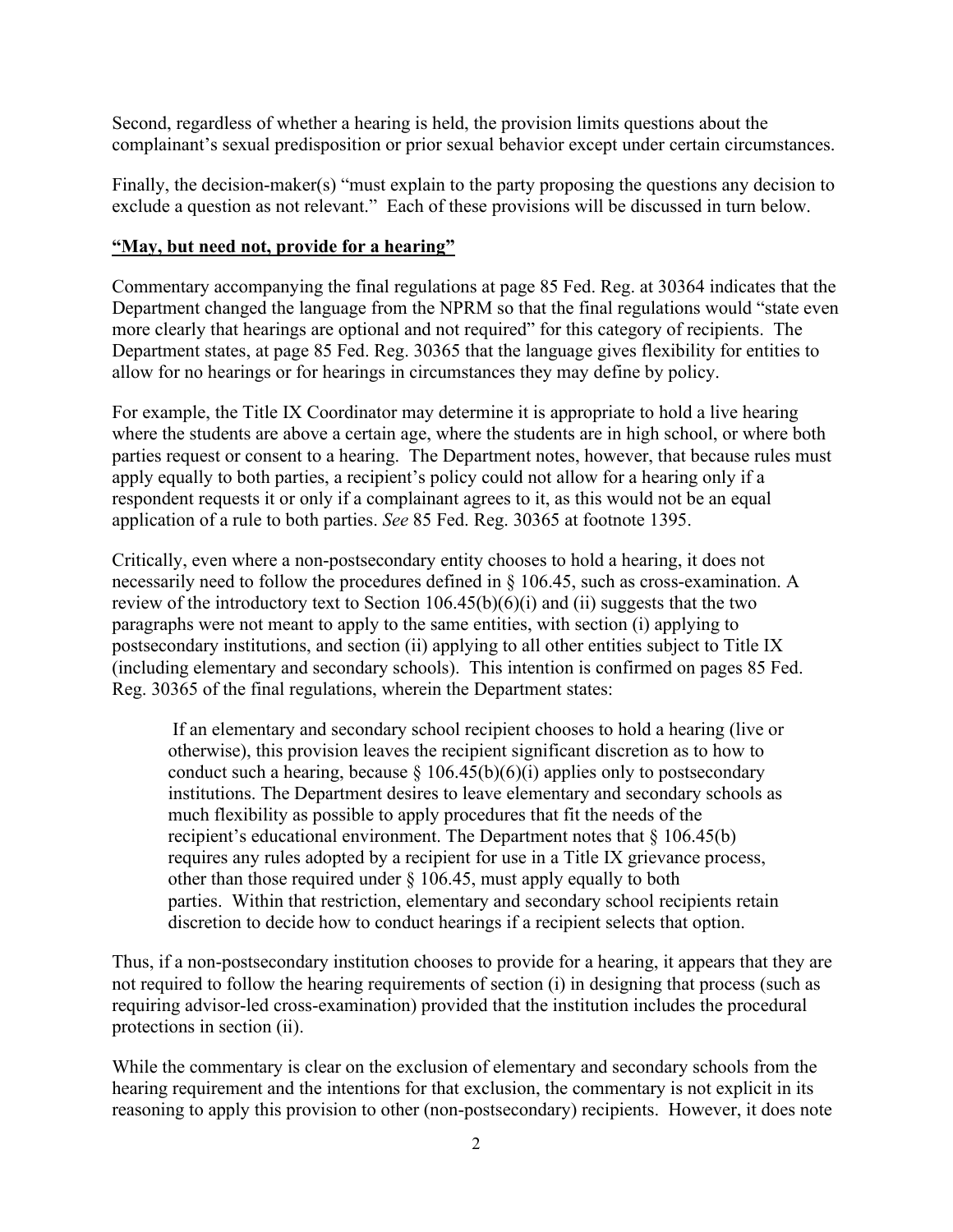Second, regardless of whether a hearing is held, the provision limits questions about the complainant's sexual predisposition or prior sexual behavior except under certain circumstances.

Finally, the decision-maker(s) "must explain to the party proposing the questions any decision to exclude a question as not relevant." Each of these provisions will be discussed in turn below.

**"May, but need not, provide for a hearing"**

Commentary accompanying the final regulations at page 85 Fed. Reg. at 30364 indicates that the Department changed the language from the NPRM so that the final regulations would "state even more clearly that hearings are optional and not required" for this category of recipients. The Department states, at page 85 Fed. Reg. 30365 that the language gives flexibility for entities to allow for no hearings or for hearings in circumstances they may define by policy.

For example, the Title IX Coordinator may determine it is appropriate to hold a live hearing where the students are above a certain age, where the students are in high school, or where both parties request or consent to a hearing. The Department notes, however, that because rules must apply equally to both parties, a recipient's policy could not allow for a hearing only if a respondent requests it or only if a complainant agrees to it, as this would not be an equal application of a rule to both parties. *See* 85 Fed. Reg. 30365 at footnote 1395.

Critically, even where a non-postsecondary entity chooses to hold a hearing, it does not necessarily need to follow the procedures defined in § 106.45, such as cross-examination. A review of the introductory text to Section 106.45(b)(6)(i) and (ii) suggests that the two paragraphs were not meant to apply to the same entities, with section (i) applying to postsecondary institutions, and section (ii) applying to all other entities subject to Title IX (including elementary and secondary schools). This intention is confirmed on pages 85 Fed. Reg. 30365 of the final regulations, wherein the Department states:

> If an elementary and secondary school recipient chooses to hold a hearing (live or otherwise), this provision leaves the recipient significant discretion as to how to conduct such a hearing, because § 106.45(b)(6)(i) applies only to postsecondary institutions. The Department desires to leave elementary and secondary schools as much flexibility as possible to apply procedures that fit the needs of the recipient's educational environment. The Department notes that § 106.45(b) requires any rules adopted by a recipient for use in a Title IX grievance process, other than those required under § 106.45, must apply equally to both parties. Within that restriction, elementary and secondary school recipients retain discretion to decide how to conduct hearings if a recipient selects that option.

Thus, if a non-postsecondary institution chooses to provide for a hearing, it appears that they are not required to follow the hearing requirements of section (i) in designing that process (such as requiring advisor-led cross-examination) provided that the institution includes the procedural protections in section (ii).

While the commentary is clear on the exclusion of elementary and secondary schools from the hearing requirement and the intentions for that exclusion, the commentary is not explicit in its reasoning to apply this provision to other (non-postsecondary) recipients. However, it does note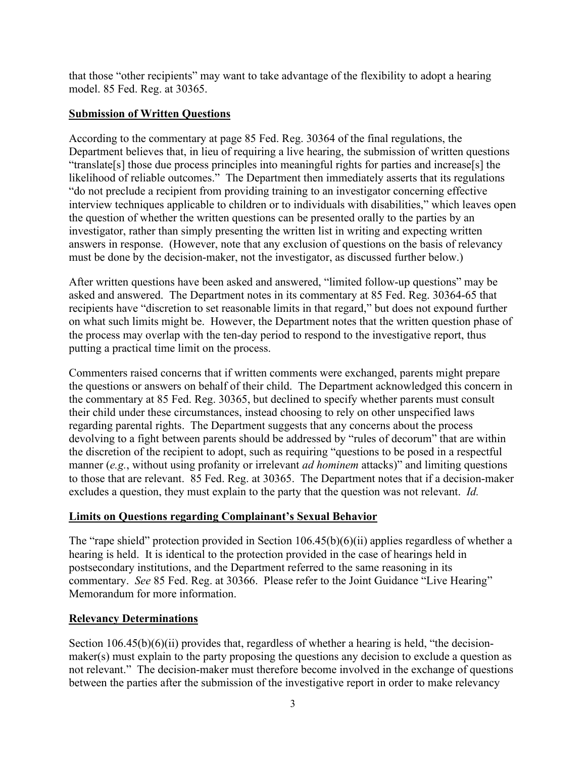that those "other recipients" may want to take advantage of the flexibility to adopt a hearing model. 85 Fed. Reg. at 30365.

**Submission of Written Questions**

According to the commentary at page 85 Fed. Reg. 30364 of the final regulations, the Department believes that, in lieu of requiring a live hearing, the submission of written questions "translate[s] those due process principles into meaningful rights for parties and increase[s] the likelihood of reliable outcomes." The Department then immediately asserts that its regulations "do not preclude a recipient from providing training to an investigator concerning effective interview techniques applicable to children or to individuals with disabilities," which leaves open the question of whether the written questions can be presented orally to the parties by an investigator, rather than simply presenting the written list in writing and expecting written answers in response. (However, note that any exclusion of questions on the basis of relevancy must be done by the decision-maker, not the investigator, as discussed further below.)

After written questions have been asked and answered, "limited follow-up questions" may be asked and answered. The Department notes in its commentary at 85 Fed. Reg. 30364-65 that recipients have "discretion to set reasonable limits in that regard," but does not expound further on what such limits might be. However, the Department notes that the written question phase of the process may overlap with the ten-day period to respond to the investigative report, thus putting a practical time limit on the process.

Commenters raised concerns that if written comments were exchanged, parents might prepare the questions or answers on behalf of their child. The Department acknowledged this concern in the commentary at 85 Fed. Reg. 30365, but declined to specify whether parents must consult their child under these circumstances, instead choosing to rely on other unspecified laws regarding parental rights. The Department suggests that any concerns about the process devolving to a fight between parents should be addressed by "rules of decorum" that are within the discretion of the recipient to adopt, such as requiring "questions to be posed in a respectful manner (*e.g.*, without using profanity or irrelevant *ad hominem* attacks)" and limiting questions to those that are relevant. 85 Fed. Reg. at 30365. The Department notes that if a decision-maker excludes a question, they must explain to the party that the question was not relevant. *Id.*

**Limits on Questions regarding Complainant's Sexual Behavior**

The "rape shield" protection provided in Section 106.45(b)(6)(ii) applies regardless of whether a hearing is held. It is identical to the protection provided in the case of hearings held in postsecondary institutions, and the Department referred to the same reasoning in its commentary. *See* 85 Fed. Reg. at 30366. Please refer to the Joint Guidance "Live Hearing" Memorandum for more information.

**Relevancy Determinations**

Section 106.45(b)(6)(ii) provides that, regardless of whether a hearing is held, "the decision-maker(s) must explain to the party proposing the questions any decision to exclude a question as not relevant." The decision-maker must therefore become involved in the exchange of questions between the parties after the submission of the investigative report in order to make relevancy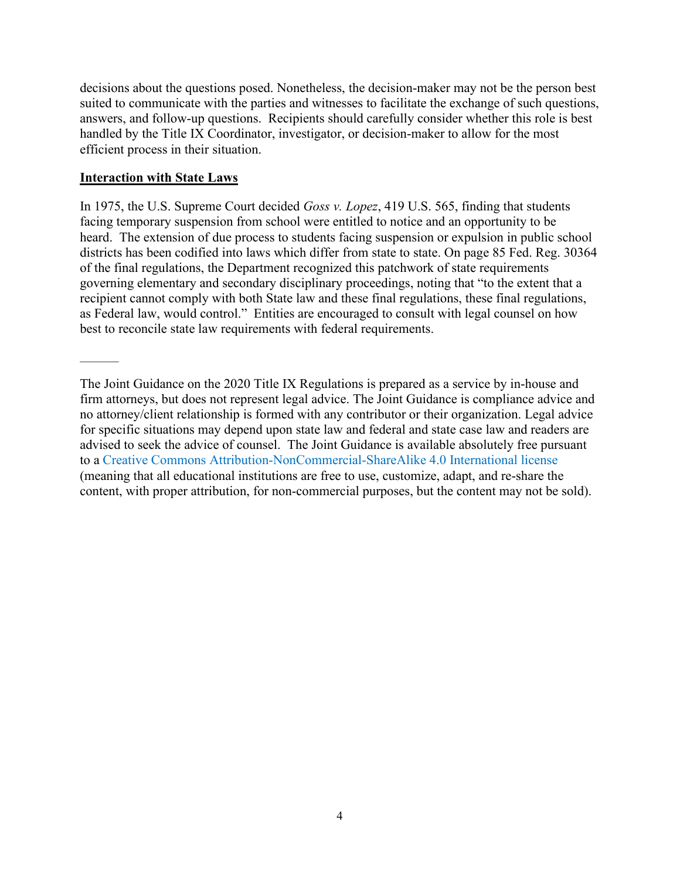decisions about the questions posed. Nonetheless, the decision-maker may not be the person best suited to communicate with the parties and witnesses to facilitate the exchange of such questions, answers, and follow-up questions. Recipients should carefully consider whether this role is best handled by the Title IX Coordinator, investigator, or decision-maker to allow for the most efficient process in their situation.

**Interaction with State Laws**

In 1975, the U.S. Supreme Court decided *Goss v. Lopez*, 419 U.S. 565, finding that students facing temporary suspension from school were entitled to notice and an opportunity to be heard. The extension of due process to students facing suspension or expulsion in public school districts has been codified into laws which differ from state to state. On page 85 Fed. Reg. 30364 of the final regulations, the Department recognized this patchwork of state requirements governing elementary and secondary disciplinary proceedings, noting that "to the extent that a recipient cannot comply with both State law and these final regulations, these final regulations, as Federal law, would control." Entities are encouraged to consult with legal counsel on how best to reconcile state law requirements with federal requirements.

———

The Joint Guidance on the 2020 Title IX Regulations is prepared as a service by in-house and firm attorneys, but does not represent legal advice. The Joint Guidance is compliance advice and no attorney/client relationship is formed with any contributor or their organization. Legal advice for specific situations may depend upon state law and federal and state case law and readers are advised to seek the advice of counsel. The Joint Guidance is available absolutely free pursuant to a Creative Commons Attribution-NonCommercial-ShareAlike 4.0 International license (meaning that all educational institutions are free to use, customize, adapt, and re-share the content, with proper attribution, for non-commercial purposes, but the content may not be sold).